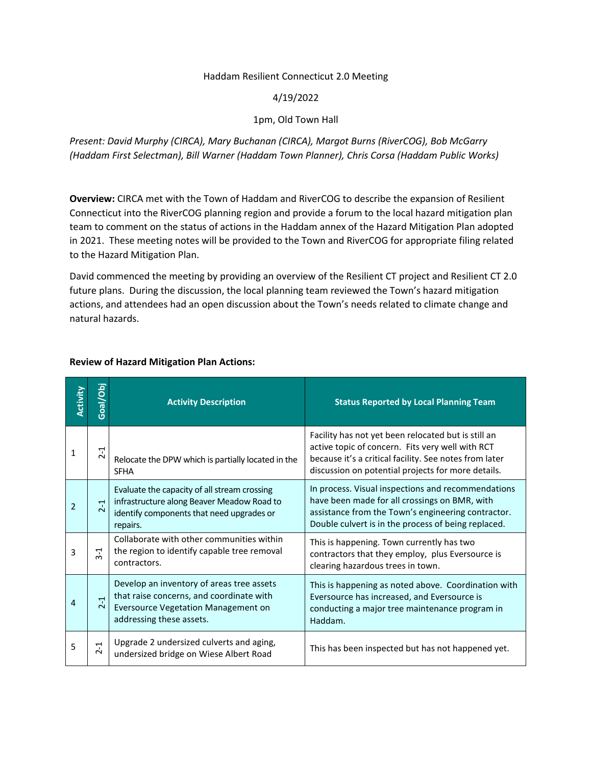Haddam Resilient Connecticut 2.0 Meeting

4/19/2022

1pm, Old Town Hall

*Present: David Murphy (CIRCA), Mary Buchanan (CIRCA), Margot Burns (RiverCOG), Bob McGarry (Haddam First Selectman), Bill Warner (Haddam Town Planner), Chris Corsa (Haddam Public Works)*

**Overview:** CIRCA met with the Town of Haddam and RiverCOG to describe the expansion of Resilient Connecticut into the RiverCOG planning region and provide a forum to the local hazard mitigation plan team to comment on the status of actions in the Haddam annex of the Hazard Mitigation Plan adopted in 2021. These meeting notes will be provided to the Town and RiverCOG for appropriate filing related to the Hazard Mitigation Plan.

David commenced the meeting by providing an overview of the Resilient CT project and Resilient CT 2.0 future plans. During the discussion, the local planning team reviewed the Town's hazard mitigation actions, and attendees had an open discussion about the Town's needs related to climate change and natural hazards.

**Review of Hazard Mitigation Plan Actions:**

| Activity | Goal/Obj | Activity Description | Status Reported by Local Planning Team |
|---|---|---|---|
| 1 | 2-1 | Relocate the DPW which is partially located in the SFHA | Facility has not yet been relocated but is still an active topic of concern. Fits very well with RCT because it's a critical facility. See notes from later discussion on potential projects for more details. |
| 2 | 2-1 | Evaluate the capacity of all stream crossing infrastructure along Beaver Meadow Road to identify components that need upgrades or repairs. | In process. Visual inspections and recommendations have been made for all crossings on BMR, with assistance from the Town's engineering contractor. Double culvert is in the process of being replaced. |
| 3 | 3-1 | Collaborate with other communities within the region to identify capable tree removal contractors. | This is happening. Town currently has two contractors that they employ, plus Eversource is clearing hazardous trees in town. |
| 4 | 2-1 | Develop an inventory of areas tree assets that raise concerns, and coordinate with Eversource Vegetation Management on addressing these assets. | This is happening as noted above. Coordination with Eversource has increased, and Eversource is conducting a major tree maintenance program in Haddam. |
| 5 | 2-1 | Upgrade 2 undersized culverts and aging, undersized bridge on Wiese Albert Road | This has been inspected but has not happened yet. |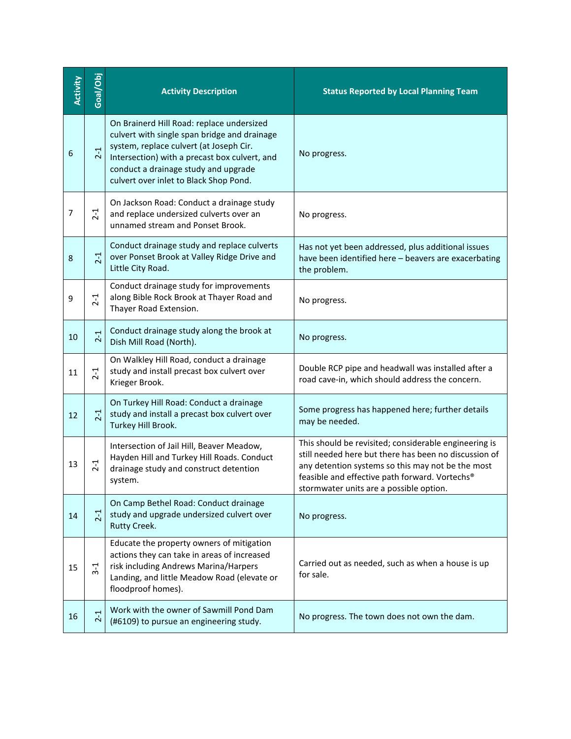| Activity | Goal/Obj | Activity Description | Status Reported by Local Planning Team |
|---|---|---|---|
| 6 | 2-1 | On Brainerd Hill Road: replace undersized culvert with single span bridge and drainage system, replace culvert (at Joseph Cir. Intersection) with a precast box culvert, and conduct a drainage study and upgrade culvert over inlet to Black Shop Pond. | No progress. |
| 7 | 2-1 | On Jackson Road: Conduct a drainage study and replace undersized culverts over an unnamed stream and Ponset Brook. | No progress. |
| 8 | 2-1 | Conduct drainage study and replace culverts over Ponset Brook at Valley Ridge Drive and Little City Road. | Has not yet been addressed, plus additional issues have been identified here – beavers are exacerbating the problem. |
| 9 | 2-1 | Conduct drainage study for improvements along Bible Rock Brook at Thayer Road and Thayer Road Extension. | No progress. |
| 10 | 2-1 | Conduct drainage study along the brook at Dish Mill Road (North). | No progress. |
| 11 | 2-1 | On Walkley Hill Road, conduct a drainage study and install precast box culvert over Krieger Brook. | Double RCP pipe and headwall was installed after a road cave-in, which should address the concern. |
| 12 | 2-1 | On Turkey Hill Road: Conduct a drainage study and install a precast box culvert over Turkey Hill Brook. | Some progress has happened here; further details may be needed. |
| 13 | 2-1 | Intersection of Jail Hill, Beaver Meadow, Hayden Hill and Turkey Hill Roads. Conduct drainage study and construct detention system. | This should be revisited; considerable engineering is still needed here but there has been no discussion of any detention systems so this may not be the most feasible and effective path forward. Vortechs® stormwater units are a possible option. |
| 14 | 2-1 | On Camp Bethel Road: Conduct drainage study and upgrade undersized culvert over Rutty Creek. | No progress. |
| 15 | 3-1 | Educate the property owners of mitigation actions they can take in areas of increased risk including Andrews Marina/Harpers Landing, and little Meadow Road (elevate or floodproof homes). | Carried out as needed, such as when a house is up for sale. |
| 16 | 2-1 | Work with the owner of Sawmill Pond Dam (#6109) to pursue an engineering study. | No progress. The town does not own the dam. |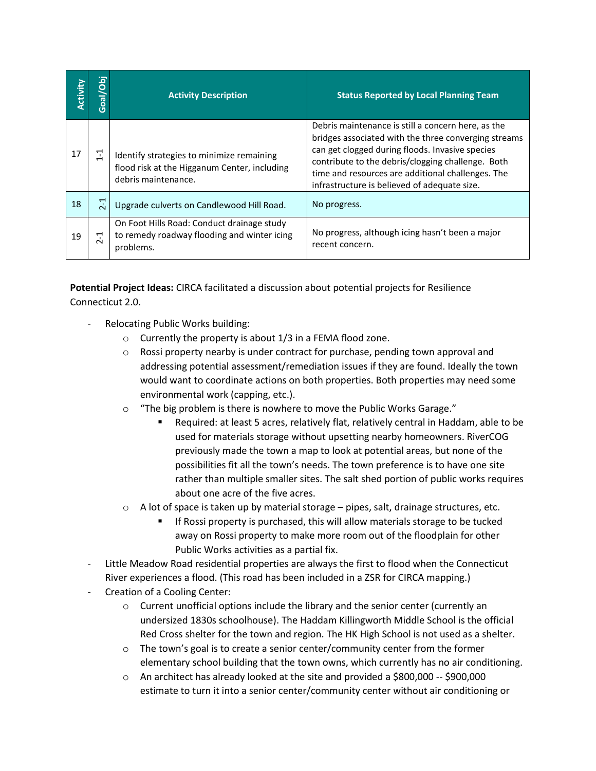| Activity | Goal/Obj | Activity Description | Status Reported by Local Planning Team |
| --- | --- | --- | --- |
| 17 | 1-1 | Identify strategies to minimize remaining flood risk at the Higganum Center, including debris maintenance. | Debris maintenance is still a concern here, as the bridges associated with the three converging streams can get clogged during floods. Invasive species contribute to the debris/clogging challenge. Both time and resources are additional challenges. The infrastructure is believed of adequate size. |
| 18 | 2-1 | Upgrade culverts on Candlewood Hill Road. | No progress. |
| 19 | 2-1 | On Foot Hills Road: Conduct drainage study to remedy roadway flooding and winter icing problems. | No progress, although icing hasn't been a major recent concern. |

**Potential Project Ideas:** CIRCA facilitated a discussion about potential projects for Resilience Connecticut 2.0.

- Relocating Public Works building:
  - Currently the property is about 1/3 in a FEMA flood zone.
  - Rossi property nearby is under contract for purchase, pending town approval and addressing potential assessment/remediation issues if they are found. Ideally the town would want to coordinate actions on both properties. Both properties may need some environmental work (capping, etc.).
  - "The big problem is there is nowhere to move the Public Works Garage."
    - Required: at least 5 acres, relatively flat, relatively central in Haddam, able to be used for materials storage without upsetting nearby homeowners. RiverCOG previously made the town a map to look at potential areas, but none of the possibilities fit all the town's needs. The town preference is to have one site rather than multiple smaller sites. The salt shed portion of public works requires about one acre of the five acres.
  - A lot of space is taken up by material storage – pipes, salt, drainage structures, etc.
    - If Rossi property is purchased, this will allow materials storage to be tucked away on Rossi property to make more room out of the floodplain for other Public Works activities as a partial fix.
- Little Meadow Road residential properties are always the first to flood when the Connecticut River experiences a flood. (This road has been included in a ZSR for CIRCA mapping.)
- Creation of a Cooling Center:
  - Current unofficial options include the library and the senior center (currently an undersized 1830s schoolhouse). The Haddam Killingworth Middle School is the official Red Cross shelter for the town and region. The HK High School is not used as a shelter.
  - The town's goal is to create a senior center/community center from the former elementary school building that the town owns, which currently has no air conditioning.
  - An architect has already looked at the site and provided a $800,000 -- $900,000 estimate to turn it into a senior center/community center without air conditioning or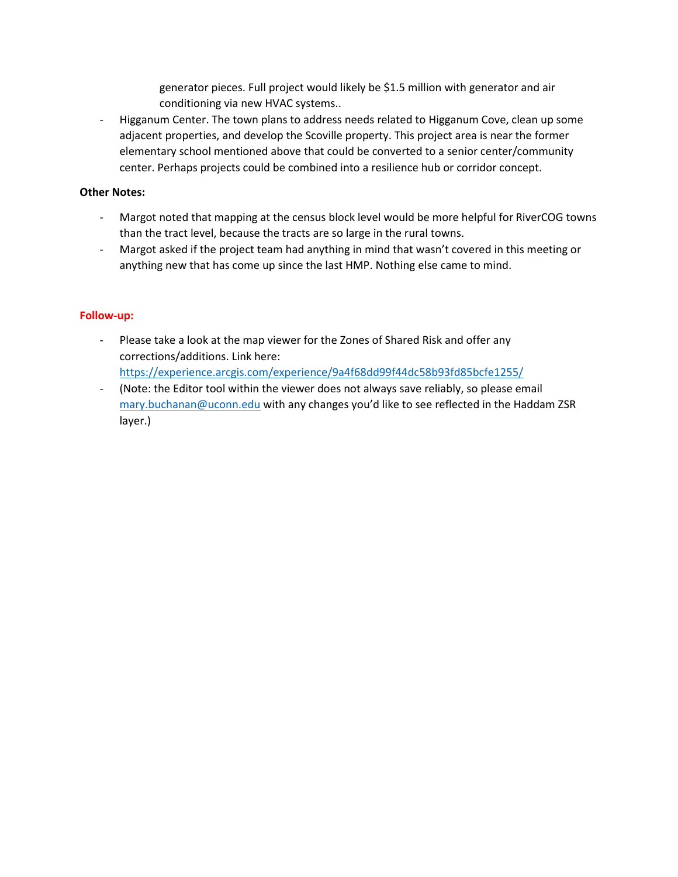generator pieces. Full project would likely be $1.5 million with generator and air conditioning via new HVAC systems..

- Higganum Center. The town plans to address needs related to Higganum Cove, clean up some adjacent properties, and develop the Scoville property. This project area is near the former elementary school mentioned above that could be converted to a senior center/community center. Perhaps projects could be combined into a resilience hub or corridor concept.

**Other Notes:**

- Margot noted that mapping at the census block level would be more helpful for RiverCOG towns than the tract level, because the tracts are so large in the rural towns.
- Margot asked if the project team had anything in mind that wasn't covered in this meeting or anything new that has come up since the last HMP. Nothing else came to mind.

**Follow-up:**

- Please take a look at the map viewer for the Zones of Shared Risk and offer any corrections/additions. Link here: https://experience.arcgis.com/experience/9a4f68dd99f44dc58b93fd85bcfe1255/
- (Note: the Editor tool within the viewer does not always save reliably, so please email mary.buchanan@uconn.edu with any changes you'd like to see reflected in the Haddam ZSR layer.)